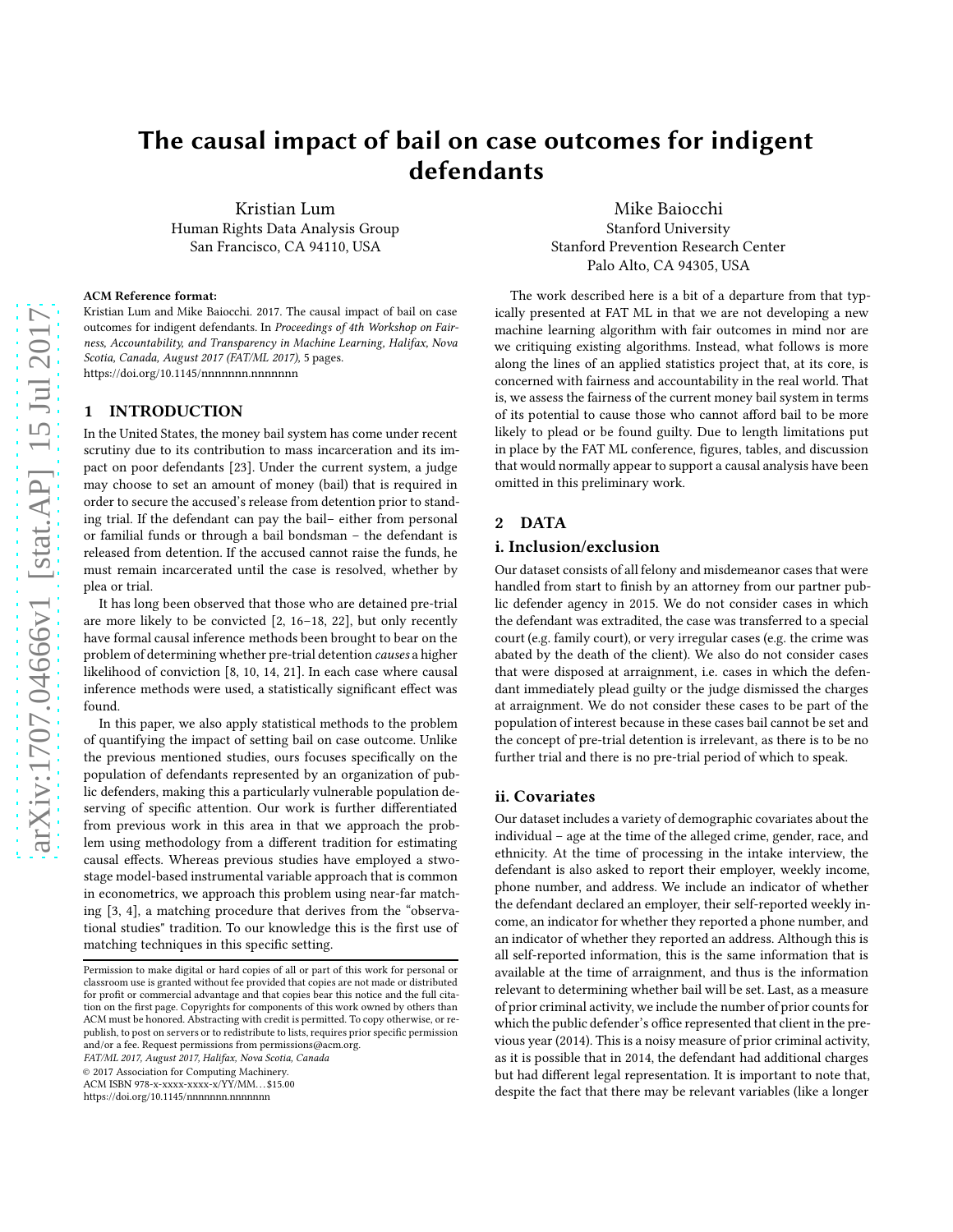# The causal impact of bail on case outcomes for indigent defendants

Kristian Lum
Human Rights Data Analysis Group
San Francisco, CA 94110, USA

Mike Baiocchi
Stanford University
Stanford Prevention Research Center
Palo Alto, CA 94305, USA

**ACM Reference format:**
Kristian Lum and Mike Baiocchi. 2017. The causal impact of bail on case outcomes for indigent defendants. In *Proceedings of 4th Workshop on Fairness, Accountability, and Transparency in Machine Learning, Halifax, Nova Scotia, Canada, August 2017 (FAT/ML 2017),* 5 pages.
https://doi.org/10.1145/nnnnnnn.nnnnnnn

## 1 INTRODUCTION

In the United States, the money bail system has come under recent scrutiny due to its contribution to mass incarceration and its impact on poor defendants [23]. Under the current system, a judge may choose to set an amount of money (bail) that is required in order to secure the accused's release from detention prior to standing trial. If the defendant can pay the bail– either from personal or familial funds or through a bail bondsman – the defendant is released from detention. If the accused cannot raise the funds, he must remain incarcerated until the case is resolved, whether by plea or trial.

It has long been observed that those who are detained pre-trial are more likely to be convicted [2, 16–18, 22], but only recently have formal causal inference methods been brought to bear on the problem of determining whether pre-trial detention *causes* a higher likelihood of conviction [8, 10, 14, 21]. In each case where causal inference methods were used, a statistically significant effect was found.

In this paper, we also apply statistical methods to the problem of quantifying the impact of setting bail on case outcome. Unlike the previous mentioned studies, ours focuses specifically on the population of defendants represented by an organization of public defenders, making this a particularly vulnerable population deserving of specific attention. Our work is further differentiated from previous work in this area in that we approach the problem using methodology from a different tradition for estimating causal effects. Whereas previous studies have employed a stwo-stage model-based instrumental variable approach that is common in econometrics, we approach this problem using near-far matching [3, 4], a matching procedure that derives from the "observational studies" tradition. To our knowledge this is the first use of matching techniques in this specific setting.

Permission to make digital or hard copies of all or part of this work for personal or classroom use is granted without fee provided that copies are not made or distributed for profit or commercial advantage and that copies bear this notice and the full citation on the first page. Copyrights for components of this work owned by others than ACM must be honored. Abstracting with credit is permitted. To copy otherwise, or republish, to post on servers or to redistribute to lists, requires prior specific permission and/or a fee. Request permissions from permissions@acm.org.
*FAT/ML 2017, August 2017, Halifax, Nova Scotia, Canada*
© 2017 Association for Computing Machinery.
ACM ISBN 978-x-xxxx-xxxx-x/YY/MM...$15.00
https://doi.org/10.1145/nnnnnnn.nnnnnnn

The work described here is a bit of a departure from that typically presented at FAT ML in that we are not developing a new machine learning algorithm with fair outcomes in mind nor are we critiquing existing algorithms. Instead, what follows is more along the lines of an applied statistics project that, at its core, is concerned with fairness and accountability in the real world. That is, we assess the fairness of the current money bail system in terms of its potential to cause those who cannot afford bail to be more likely to plead or be found guilty. Due to length limitations put in place by the FAT ML conference, figures, tables, and discussion that would normally appear to support a causal analysis have been omitted in this preliminary work.

## 2 DATA

### i. Inclusion/exclusion

Our dataset consists of all felony and misdemeanor cases that were handled from start to finish by an attorney from our partner public defender agency in 2015. We do not consider cases in which the defendant was extradited, the case was transferred to a special court (e.g. family court), or very irregular cases (e.g. the crime was abated by the death of the client). We also do not consider cases that were disposed at arraignment, i.e. cases in which the defendant immediately plead guilty or the judge dismissed the charges at arraignment. We do not consider these cases to be part of the population of interest because in these cases bail cannot be set and the concept of pre-trial detention is irrelevant, as there is to be no further trial and there is no pre-trial period of which to speak.

### ii. Covariates

Our dataset includes a variety of demographic covariates about the individual – age at the time of the alleged crime, gender, race, and ethnicity. At the time of processing in the intake interview, the defendant is also asked to report their employer, weekly income, phone number, and address. We include an indicator of whether the defendant declared an employer, their self-reported weekly income, an indicator for whether they reported a phone number, and an indicator of whether they reported an address. Although this is all self-reported information, this is the same information that is available at the time of arraignment, and thus is the information relevant to determining whether bail will be set. Last, as a measure of prior criminal activity, we include the number of prior counts for which the public defender's office represented that client in the previous year (2014). This is a noisy measure of prior criminal activity, as it is possible that in 2014, the defendant had additional charges but had different legal representation. It is important to note that, despite the fact that there may be relevant variables (like a longer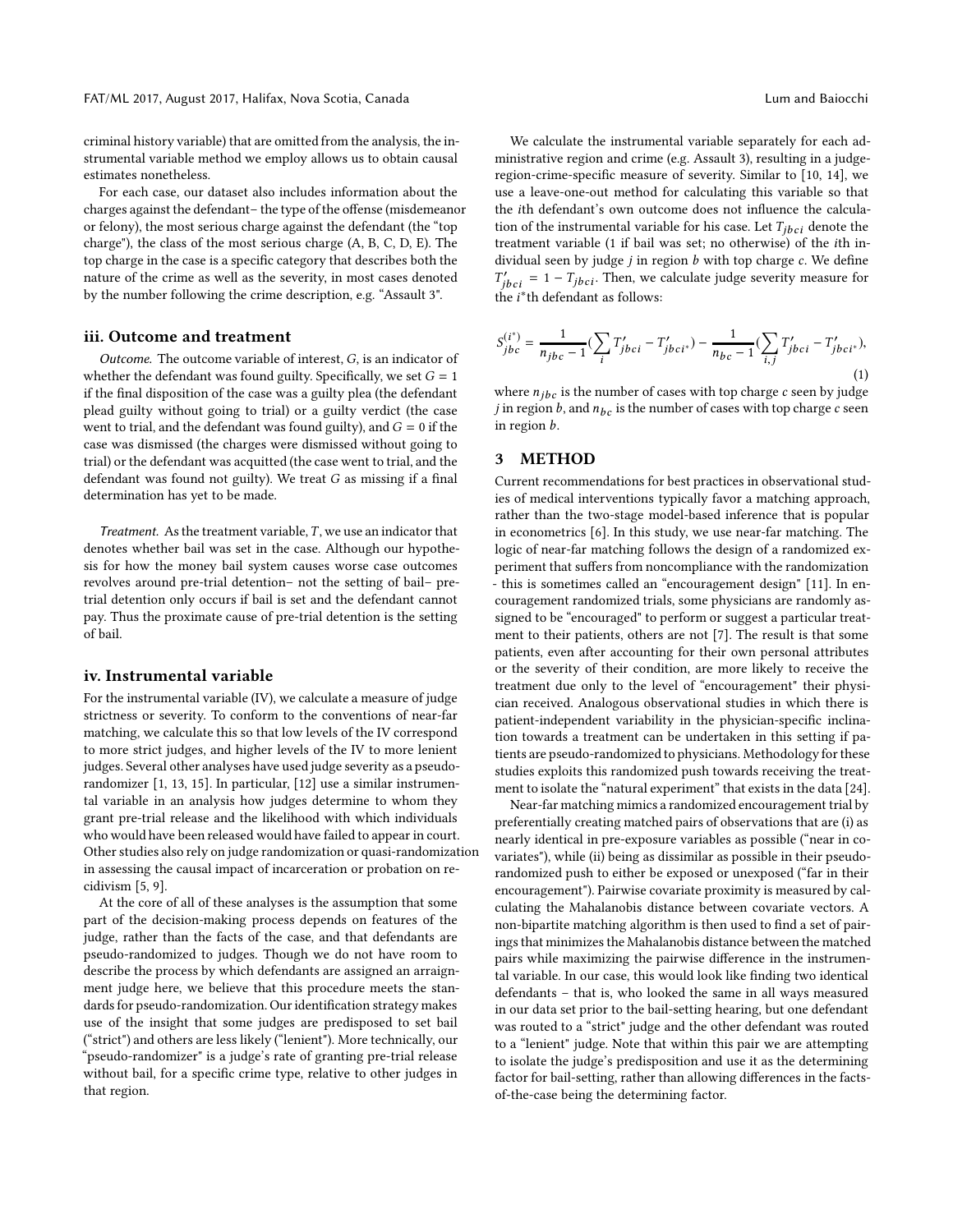criminal history variable) that are omitted from the analysis, the instrumental variable method we employ allows us to obtain causal estimates nonetheless.

For each case, our dataset also includes information about the charges against the defendant– the type of the offense (misdemeanor or felony), the most serious charge against the defendant (the "top charge"), the class of the most serious charge (A, B, C, D, E). The top charge in the case is a specific category that describes both the nature of the crime as well as the severity, in most cases denoted by the number following the crime description, e.g. "Assault 3".

### iii. Outcome and treatment

*Outcome.* The outcome variable of interest, $G$, is an indicator of whether the defendant was found guilty. Specifically, we set $G = 1$ if the final disposition of the case was a guilty plea (the defendant plead guilty without going to trial) or a guilty verdict (the case went to trial, and the defendant was found guilty), and $G = 0$ if the case was dismissed (the charges were dismissed without going to trial) or the defendant was acquitted (the case went to trial, and the defendant was found not guilty). We treat $G$ as missing if a final determination has yet to be made.

*Treatment.* As the treatment variable, $T$, we use an indicator that denotes whether bail was set in the case. Although our hypothesis for how the money bail system causes worse case outcomes revolves around pre-trial detention– not the setting of bail– pre-trial detention only occurs if bail is set and the defendant cannot pay. Thus the proximate cause of pre-trial detention is the setting of bail.

### iv. Instrumental variable

For the instrumental variable (IV), we calculate a measure of judge strictness or severity. To conform to the conventions of near-far matching, we calculate this so that low levels of the IV correspond to more strict judges, and higher levels of the IV to more lenient judges. Several other analyses have used judge severity as a pseudo-randomizer [1, 13, 15]. In particular, [12] use a similar instrumental variable in an analysis how judges determine to whom they grant pre-trial release and the likelihood with which individuals who would have been released would have failed to appear in court. Other studies also rely on judge randomization or quasi-randomization in assessing the causal impact of incarceration or probation on recidivism [5, 9].

At the core of all of these analyses is the assumption that some part of the decision-making process depends on features of the judge, rather than the facts of the case, and that defendants are pseudo-randomized to judges. Though we do not have room to describe the process by which defendants are assigned an arraignment judge here, we believe that this procedure meets the standards for pseudo-randomization. Our identification strategy makes use of the insight that some judges are predisposed to set bail ("strict") and others are less likely ("lenient"). More technically, our "pseudo-randomizer" is a judge's rate of granting pre-trial release without bail, for a specific crime type, relative to other judges in that region.

We calculate the instrumental variable separately for each administrative region and crime (e.g. Assault 3), resulting in a judge-region-crime-specific measure of severity. Similar to [10, 14], we use a leave-one-out method for calculating this variable so that the $i$th defendant's own outcome does not influence the calculation of the instrumental variable for his case. Let $T_{jbci}$ denote the treatment variable (1 if bail was set; no otherwise) of the $i$th individual seen by judge $j$ in region $b$ with top charge $c$. We define $T'_{jbci} = 1 - T_{jbci}$. Then, we calculate judge severity measure for the $i^*$th defendant as follows:

$$S_{jbc}^{(i^*)} = \frac{1}{n_{jbc} - 1}\Big(\sum_i T'_{jbci} - T'_{jbci^*}\Big) - \frac{1}{n_{bc} - 1}\Big(\sum_{i,j} T'_{jbci} - T'_{jbci^*}\Big), \tag{1}$$

where $n_{jbc}$ is the number of cases with top charge $c$ seen by judge $j$ in region $b$, and $n_{bc}$ is the number of cases with top charge $c$ seen in region $b$.

## 3 METHOD

Current recommendations for best practices in observational studies of medical interventions typically favor a matching approach, rather than the two-stage model-based inference that is popular in econometrics [6]. In this study, we use near-far matching. The logic of near-far matching follows the design of a randomized experiment that suffers from noncompliance with the randomization - this is sometimes called an "encouragement design" [11]. In encouragement randomized trials, some physicians are randomly assigned to be "encouraged" to perform or suggest a particular treatment to their patients, others are not [7]. The result is that some patients, even after accounting for their own personal attributes or the severity of their condition, are more likely to receive the treatment due only to the level of "encouragement" their physician received. Analogous observational studies in which there is patient-independent variability in the physician-specific inclination towards a treatment can be undertaken in this setting if patients are pseudo-randomized to physicians. Methodology for these studies exploits this randomized push towards receiving the treatment to isolate the "natural experiment" that exists in the data [24].

Near-far matching mimics a randomized encouragement trial by preferentially creating matched pairs of observations that are (i) as nearly identical in pre-exposure variables as possible ("near in covariates"), while (ii) being as dissimilar as possible in their pseudo-randomized push to either be exposed or unexposed ("far in their encouragement"). Pairwise covariate proximity is measured by calculating the Mahalanobis distance between covariate vectors. A non-bipartite matching algorithm is then used to find a set of pairings that minimizes the Mahalanobis distance between the matched pairs while maximizing the pairwise difference in the instrumental variable. In our case, this would look like finding two identical defendants – that is, who looked the same in all ways measured in our data set prior to the bail-setting hearing, but one defendant was routed to a "strict" judge and the other defendant was routed to a "lenient" judge. Note that within this pair we are attempting to isolate the judge's predisposition and use it as the determining factor for bail-setting, rather than allowing differences in the facts-of-the-case being the determining factor.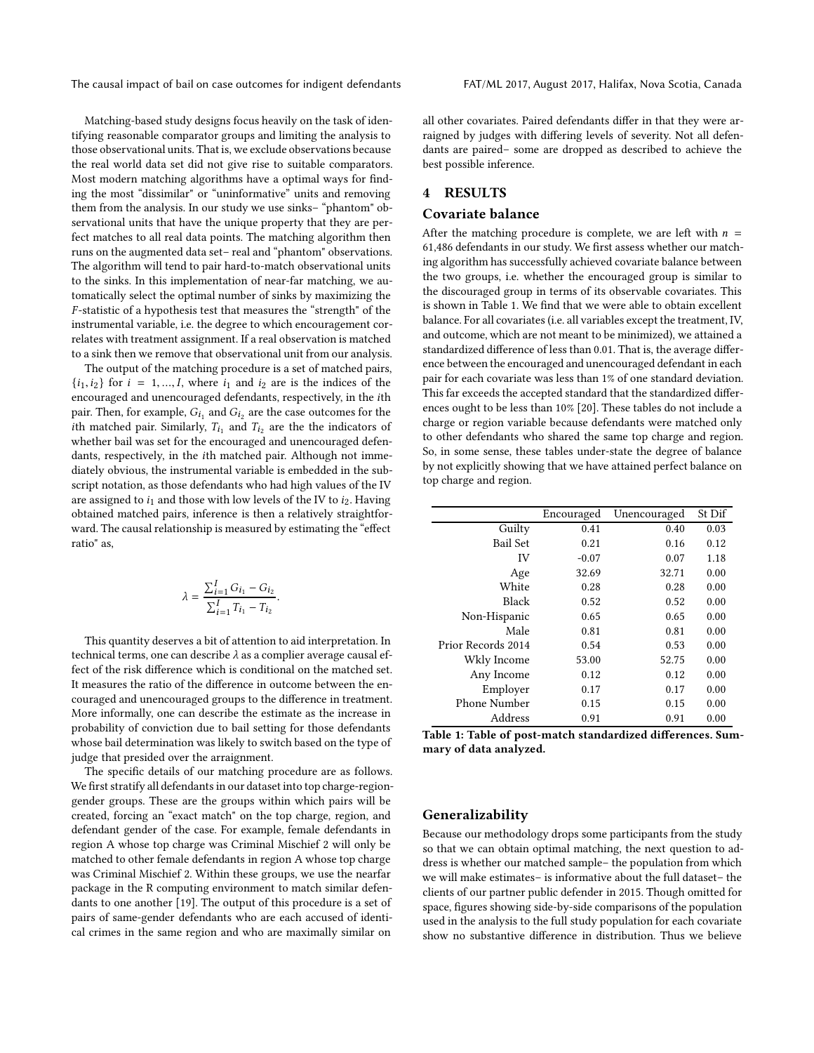Matching-based study designs focus heavily on the task of identifying reasonable comparator groups and limiting the analysis to those observational units. That is, we exclude observations because the real world data set did not give rise to suitable comparators. Most modern matching algorithms have a optimal ways for finding the most "dissimilar" or "uninformative" units and removing them from the analysis. In our study we use sinks– "phantom" observational units that have the unique property that they are perfect matches to all real data points. The matching algorithm then runs on the augmented data set– real and "phantom" observations. The algorithm will tend to pair hard-to-match observational units to the sinks. In this implementation of near-far matching, we automatically select the optimal number of sinks by maximizing the $F$-statistic of a hypothesis test that measures the "strength" of the instrumental variable, i.e. the degree to which encouragement correlates with treatment assignment. If a real observation is matched to a sink then we remove that observational unit from our analysis.

The output of the matching procedure is a set of matched pairs, $\{i_1, i_2\}$ for $i = 1, \ldots, I$, where $i_1$ and $i_2$ are is the indices of the encouraged and unencouraged defendants, respectively, in the $i$th pair. Then, for example, $G_{i_1}$ and $G_{i_2}$ are the case outcomes for the $i$th matched pair. Similarly, $T_{i_1}$ and $T_{i_2}$ are the the indicators of whether bail was set for the encouraged and unencouraged defendants, respectively, in the $i$th matched pair. Although not immediately obvious, the instrumental variable is embedded in the subscript notation, as those defendants who had high values of the IV are assigned to $i_1$ and those with low levels of the IV to $i_2$. Having obtained matched pairs, inference is then a relatively straightforward. The causal relationship is measured by estimating the "effect ratio" as,

$$\lambda = \frac{\sum_{i=1}^{I} G_{i_1} - G_{i_2}}{\sum_{i=1}^{I} T_{i_1} - T_{i_2}}.$$

This quantity deserves a bit of attention to aid interpretation. In technical terms, one can describe $\lambda$ as a complier average causal effect of the risk difference which is conditional on the matched set. It measures the ratio of the difference in outcome between the encouraged and unencouraged groups to the difference in treatment. More informally, one can describe the estimate as the increase in probability of conviction due to bail setting for those defendants whose bail determination was likely to switch based on the type of judge that presided over the arraignment.

The specific details of our matching procedure are as follows. We first stratify all defendants in our dataset into top charge-region-gender groups. These are the groups within which pairs will be created, forcing an "exact match" on the top charge, region, and defendant gender of the case. For example, female defendants in region A whose top charge was Criminal Mischief 2 will only be matched to other female defendants in region A whose top charge was Criminal Mischief 2. Within these groups, we use the nearfar package in the R computing environment to match similar defendants to one another [19]. The output of this procedure is a set of pairs of same-gender defendants who are each accused of identical crimes in the same region and who are maximally similar on all other covariates. Paired defendants differ in that they were arraigned by judges with differing levels of severity. Not all defendants are paired– some are dropped as described to achieve the best possible inference.

# 4 RESULTS

## Covariate balance

After the matching procedure is complete, we are left with $n$ = 61,486 defendants in our study. We first assess whether our matching algorithm has successfully achieved covariate balance between the two groups, i.e. whether the encouraged group is similar to the discouraged group in terms of its observable covariates. This is shown in Table 1. We find that we were able to obtain excellent balance. For all covariates (i.e. all variables except the treatment, IV, and outcome, which are not meant to be minimized), we attained a standardized difference of less than 0.01. That is, the average difference between the encouraged and unencouraged defendant in each pair for each covariate was less than 1% of one standard deviation. This far exceeds the accepted standard that the standardized differences ought to be less than 10% [20]. These tables do not include a charge or region variable because defendants were matched only to other defendants who shared the same top charge and region. So, in some sense, these tables under-state the degree of balance by not explicitly showing that we have attained perfect balance on top charge and region.

| | Encouraged | Unencouraged | St Dif |
|---|---|---|---|
| Guilty | 0.41 | 0.40 | 0.03 |
| Bail Set | 0.21 | 0.16 | 0.12 |
| IV | -0.07 | 0.07 | 1.18 |
| Age | 32.69 | 32.71 | 0.00 |
| White | 0.28 | 0.28 | 0.00 |
| Black | 0.52 | 0.52 | 0.00 |
| Non-Hispanic | 0.65 | 0.65 | 0.00 |
| Male | 0.81 | 0.81 | 0.00 |
| Prior Records 2014 | 0.54 | 0.53 | 0.00 |
| Wkly Income | 53.00 | 52.75 | 0.00 |
| Any Income | 0.12 | 0.12 | 0.00 |
| Employer | 0.17 | 0.17 | 0.00 |
| Phone Number | 0.15 | 0.15 | 0.00 |
| Address | 0.91 | 0.91 | 0.00 |

**Table 1: Table of post-match standardized differences. Summary of data analyzed.**

## Generalizability

Because our methodology drops some participants from the study so that we can obtain optimal matching, the next question to address is whether our matched sample– the population from which we will make estimates– is informative about the full dataset– the clients of our partner public defender in 2015. Though omitted for space, figures showing side-by-side comparisons of the population used in the analysis to the full study population for each covariate show no substantive difference in distribution. Thus we believe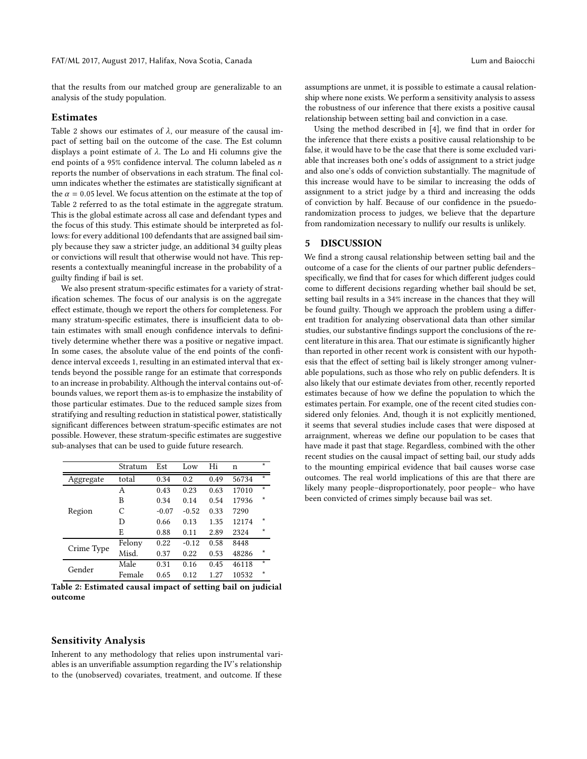that the results from our matched group are generalizable to an analysis of the study population.

### Estimates

Table 2 shows our estimates of $\lambda$, our measure of the causal impact of setting bail on the outcome of the case. The Est column displays a point estimate of $\lambda$. The Lo and Hi columns give the end points of a 95% confidence interval. The column labeled as $n$ reports the number of observations in each stratum. The final column indicates whether the estimates are statistically significant at the $\alpha = 0.05$ level. We focus attention on the estimate at the top of Table 2 referred to as the total estimate in the aggregate stratum. This is the global estimate across all case and defendant types and the focus of this study. This estimate should be interpreted as follows: for every additional 100 defendants that are assigned bail simply because they saw a stricter judge, an additional 34 guilty pleas or convictions will result that otherwise would not have. This represents a contextually meaningful increase in the probability of a guilty finding if bail is set.

We also present stratum-specific estimates for a variety of stratification schemes. The focus of our analysis is on the aggregate effect estimate, though we report the others for completeness. For many stratum-specific estimates, there is insufficient data to obtain estimates with small enough confidence intervals to definitively determine whether there was a positive or negative impact. In some cases, the absolute value of the end points of the confidence interval exceeds 1, resulting in an estimated interval that extends beyond the possible range for an estimate that corresponds to an increase in probability. Although the interval contains out-of-bounds values, we report them as-is to emphasize the instability of those particular estimates. Due to the reduced sample sizes from stratifying and resulting reduction in statistical power, statistically significant differences between stratum-specific estimates are not possible. However, these stratum-specific estimates are suggestive sub-analyses that can be used to guide future research.

| | Stratum | Est | Low | Hi | n | * |
|---|---|---|---|---|---|---|
| Aggregate | total | 0.34 | 0.2 | 0.49 | 56734 | * |
| Region | A | 0.43 | 0.23 | 0.63 | 17010 | * |
| | B | 0.34 | 0.14 | 0.54 | 17936 | * |
| | C | -0.07 | -0.52 | 0.33 | 7290 | |
| | D | 0.66 | 0.13 | 1.35 | 12174 | * |
| | E | 0.88 | 0.11 | 2.89 | 2324 | * |
| Crime Type | Felony | 0.22 | -0.12 | 0.58 | 8448 | |
| | Misd. | 0.37 | 0.22 | 0.53 | 48286 | * |
| Gender | Male | 0.31 | 0.16 | 0.45 | 46118 | * |
| | Female | 0.65 | 0.12 | 1.27 | 10532 | * |

**Table 2: Estimated causal impact of setting bail on judicial outcome**

### Sensitivity Analysis

Inherent to any methodology that relies upon instrumental variables is an unverifiable assumption regarding the IV's relationship to the (unobserved) covariates, treatment, and outcome. If these assumptions are unmet, it is possible to estimate a causal relationship where none exists. We perform a sensitivity analysis to assess the robustness of our inference that there exists a positive causal relationship between setting bail and conviction in a case.

Using the method described in [4], we find that in order for the inference that there exists a positive causal relationship to be false, it would have to be the case that there is some excluded variable that increases both one's odds of assignment to a strict judge and also one's odds of conviction substantially. The magnitude of this increase would have to be similar to increasing the odds of assignment to a strict judge by a third and increasing the odds of conviction by half. Because of our confidence in the psuedo-randomization process to judges, we believe that the departure from randomization necessary to nullify our results is unlikely.

## 5 DISCUSSION

We find a strong causal relationship between setting bail and the outcome of a case for the clients of our partner public defenders– specifically, we find that for cases for which different judges could come to different decisions regarding whether bail should be set, setting bail results in a 34% increase in the chances that they will be found guilty. Though we approach the problem using a different tradition for analyzing observational data than other similar studies, our substantive findings support the conclusions of the recent literature in this area. That our estimate is significantly higher than reported in other recent work is consistent with our hypothesis that the effect of setting bail is likely stronger among vulnerable populations, such as those who rely on public defenders. It is also likely that our estimate deviates from other, recently reported estimates because of how we define the population to which the estimates pertain. For example, one of the recent cited studies considered only felonies. And, though it is not explicitly mentioned, it seems that several studies include cases that were disposed at arraignment, whereas we define our population to be cases that have made it past that stage. Regardless, combined with the other recent studies on the causal impact of setting bail, our study adds to the mounting empirical evidence that bail causes worse case outcomes. The real world implications of this are that there are likely many people–disproportionately, poor people– who have been convicted of crimes simply because bail was set.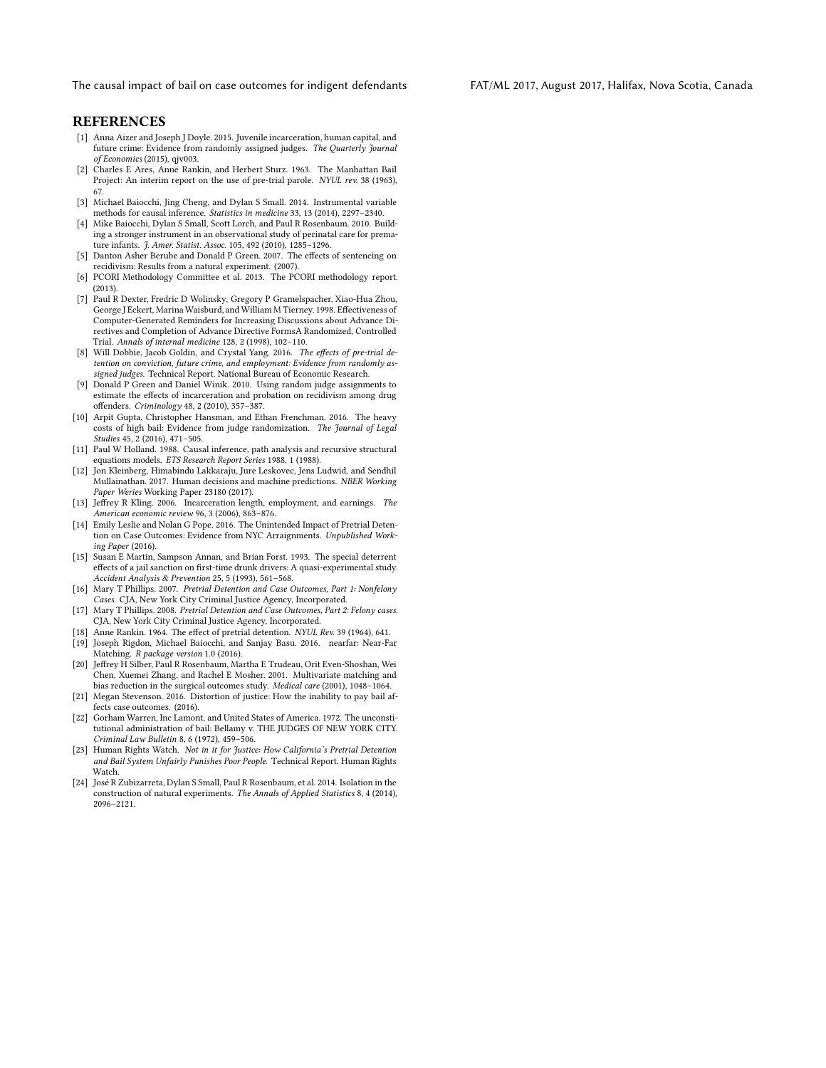## REFERENCES

[1] Anna Aizer and Joseph J Doyle. 2015. Juvenile incarceration, human capital, and future crime: Evidence from randomly assigned judges. *The Quarterly Journal of Economics* (2015), qjv003.

[2] Charles E Ares, Anne Rankin, and Herbert Sturz. 1963. The Manhattan Bail Project: An interim report on the use of pre-trial parole. *NYUL rev.* 38 (1963), 67.

[3] Michael Baiocchi, Jing Cheng, and Dylan S Small. 2014. Instrumental variable methods for causal inference. *Statistics in medicine* 33, 13 (2014), 2297–2340.

[4] Mike Baiocchi, Dylan S Small, Scott Lorch, and Paul R Rosenbaum. 2010. Building a stronger instrument in an observational study of perinatal care for premature infants. *J. Amer. Statist. Assoc.* 105, 492 (2010), 1285–1296.

[5] Danton Asher Berube and Donald P Green. 2007. The effects of sentencing on recidivism: Results from a natural experiment. (2007).

[6] PCORI Methodology Committee et al. 2013. The PCORI methodology report. (2013).

[7] Paul R Dexter, Fredric D Wolinsky, Gregory P Gramelspacher, Xiao-Hua Zhou, George J Eckert, Marina Waisburd, and William M Tierney. 1998. Effectiveness of Computer-Generated Reminders for Increasing Discussions about Advance Directives and Completion of Advance Directive FormsA Randomized, Controlled Trial. *Annals of internal medicine* 128, 2 (1998), 102–110.

[8] Will Dobbie, Jacob Goldin, and Crystal Yang. 2016. *The effects of pre-trial detention on conviction, future crime, and employment: Evidence from randomly assigned judges.* Technical Report. National Bureau of Economic Research.

[9] Donald P Green and Daniel Winik. 2010. Using random judge assignments to estimate the effects of incarceration and probation on recidivism among drug offenders. *Criminology* 48, 2 (2010), 357–387.

[10] Arpit Gupta, Christopher Hansman, and Ethan Frenchman. 2016. The heavy costs of high bail: Evidence from judge randomization. *The Journal of Legal Studies* 45, 2 (2016), 471–505.

[11] Paul W Holland. 1988. Causal inference, path analysis and recursive structural equations models. *ETS Research Report Series* 1988, 1 (1988).

[12] Jon Kleinberg, Himabindu Lakkaraju, Jure Leskovec, Jens Ludwid, and Sendhil Mullainathan. 2017. Human decisions and machine predictions. *NBER Working Paper Weries* Working Paper 23180 (2017).

[13] Jeffrey R Kling. 2006. Incarceration length, employment, and earnings. *The American economic review* 96, 3 (2006), 863–876.

[14] Emily Leslie and Nolan G Pope. 2016. The Unintended Impact of Pretrial Detention on Case Outcomes: Evidence from NYC Arraignments. *Unpublished Working Paper* (2016).

[15] Susan E Martin, Sampson Annan, and Brian Forst. 1993. The special deterrent effects of a jail sanction on first-time drunk drivers: A quasi-experimental study. *Accident Analysis & Prevention* 25, 5 (1993), 561–568.

[16] Mary T Phillips. 2007. *Pretrial Detention and Case Outcomes, Part 1: Nonfelony Cases.* CJA, New York City Criminal Justice Agency, Incorporated.

[17] Mary T Phillips. 2008. *Pretrial Detention and Case Outcomes, Part 2: Felony cases.* CJA, New York City Criminal Justice Agency, Incorporated.

[18] Anne Rankin. 1964. The effect of pretrial detention. *NYUL Rev.* 39 (1964), 641.

[19] Joseph Rigdon, Michael Baiocchi, and Sanjay Basu. 2016. nearfar: Near-Far Matching. *R package version* 1.0 (2016).

[20] Jeffrey H Silber, Paul R Rosenbaum, Martha E Trudeau, Orit Even-Shoshan, Wei Chen, Xuemei Zhang, and Rachel E Mosher. 2001. Multivariate matching and bias reduction in the surgical outcomes study. *Medical care* (2001), 1048–1064.

[21] Megan Stevenson. 2016. Distortion of justice: How the inability to pay bail affects case outcomes. (2016).

[22] Gorham Warren, Inc Lamont, and United States of America. 1972. The unconstitutional administration of bail: Bellamy v. THE JUDGES OF NEW YORK CITY. *Criminal Law Bulletin* 8, 6 (1972), 459–506.

[23] Human Rights Watch. *Not in it for Justice: How California's Pretrial Detention and Bail System Unfairly Punishes Poor People.* Technical Report. Human Rights Watch.

[24] José R Zubizarreta, Dylan S Small, Paul R Rosenbaum, et al. 2014. Isolation in the construction of natural experiments. *The Annals of Applied Statistics* 8, 4 (2014), 2096–2121.